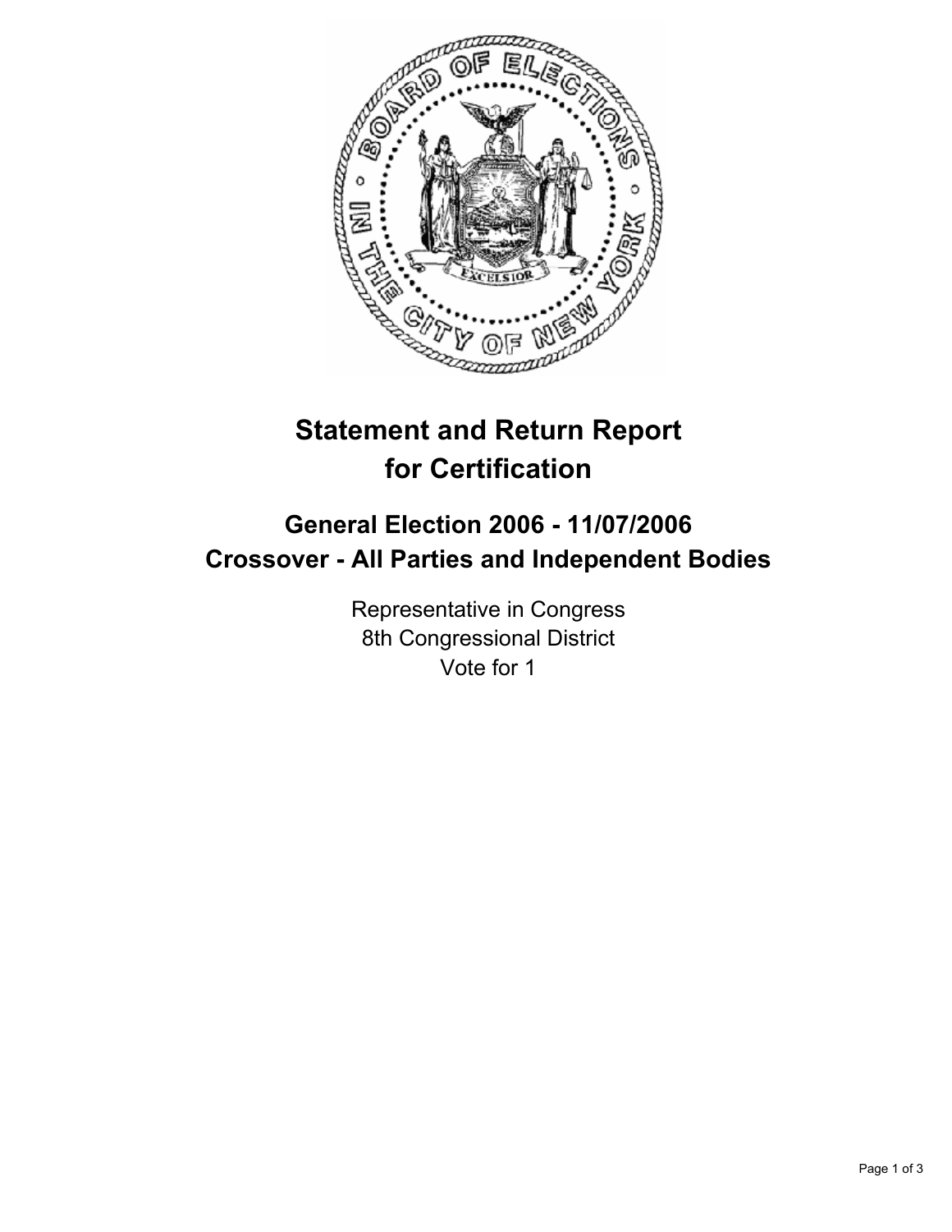# Statement and Return Report for Certification

## General Election 2006 - 11/07/2006
## Crossover - All Parties and Independent Bodies

Representative in Congress
8th Congressional District
Vote for 1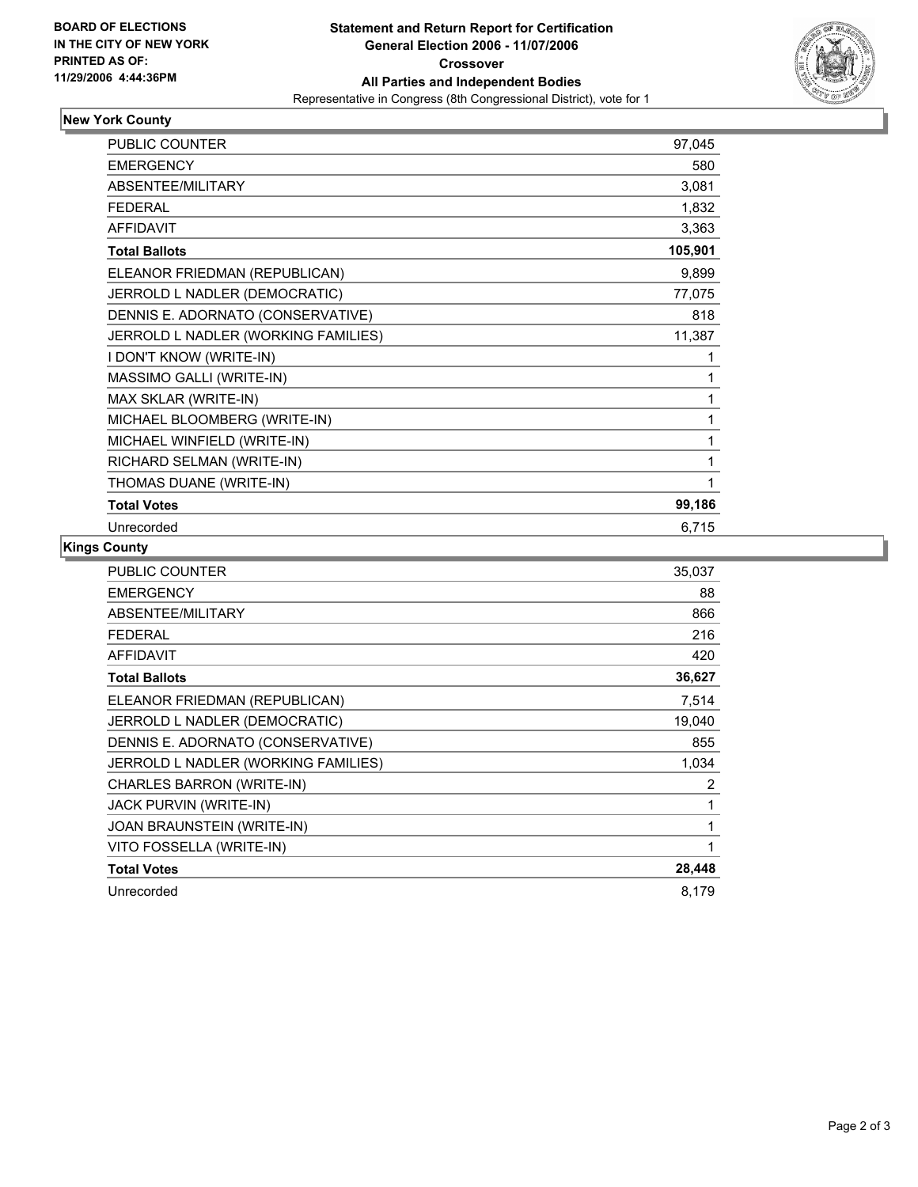**BOARD OF ELECTIONS**
**IN THE CITY OF NEW YORK**
**PRINTED AS OF:**
**11/29/2006 4:44:36PM**

# Statement and Return Report for Certification
## General Election 2006 - 11/07/2006
## Crossover
## All Parties and Independent Bodies
Representative in Congress (8th Congressional District), vote for 1

### New York County

| | |
|---|---|
| PUBLIC COUNTER | 97,045 |
| EMERGENCY | 580 |
| ABSENTEE/MILITARY | 3,081 |
| FEDERAL | 1,832 |
| AFFIDAVIT | 3,363 |
| **Total Ballots** | **105,901** |
| ELEANOR FRIEDMAN (REPUBLICAN) | 9,899 |
| JERROLD L NADLER (DEMOCRATIC) | 77,075 |
| DENNIS E. ADORNATO (CONSERVATIVE) | 818 |
| JERROLD L NADLER (WORKING FAMILIES) | 11,387 |
| I DON'T KNOW (WRITE-IN) | 1 |
| MASSIMO GALLI (WRITE-IN) | 1 |
| MAX SKLAR (WRITE-IN) | 1 |
| MICHAEL BLOOMBERG (WRITE-IN) | 1 |
| MICHAEL WINFIELD (WRITE-IN) | 1 |
| RICHARD SELMAN (WRITE-IN) | 1 |
| THOMAS DUANE (WRITE-IN) | 1 |
| **Total Votes** | **99,186** |
| Unrecorded | 6,715 |

### Kings County

| | |
|---|---|
| PUBLIC COUNTER | 35,037 |
| EMERGENCY | 88 |
| ABSENTEE/MILITARY | 866 |
| FEDERAL | 216 |
| AFFIDAVIT | 420 |
| **Total Ballots** | **36,627** |
| ELEANOR FRIEDMAN (REPUBLICAN) | 7,514 |
| JERROLD L NADLER (DEMOCRATIC) | 19,040 |
| DENNIS E. ADORNATO (CONSERVATIVE) | 855 |
| JERROLD L NADLER (WORKING FAMILIES) | 1,034 |
| CHARLES BARRON (WRITE-IN) | 2 |
| JACK PURVIN (WRITE-IN) | 1 |
| JOAN BRAUNSTEIN (WRITE-IN) | 1 |
| VITO FOSSELLA (WRITE-IN) | 1 |
| **Total Votes** | **28,448** |
| Unrecorded | 8,179 |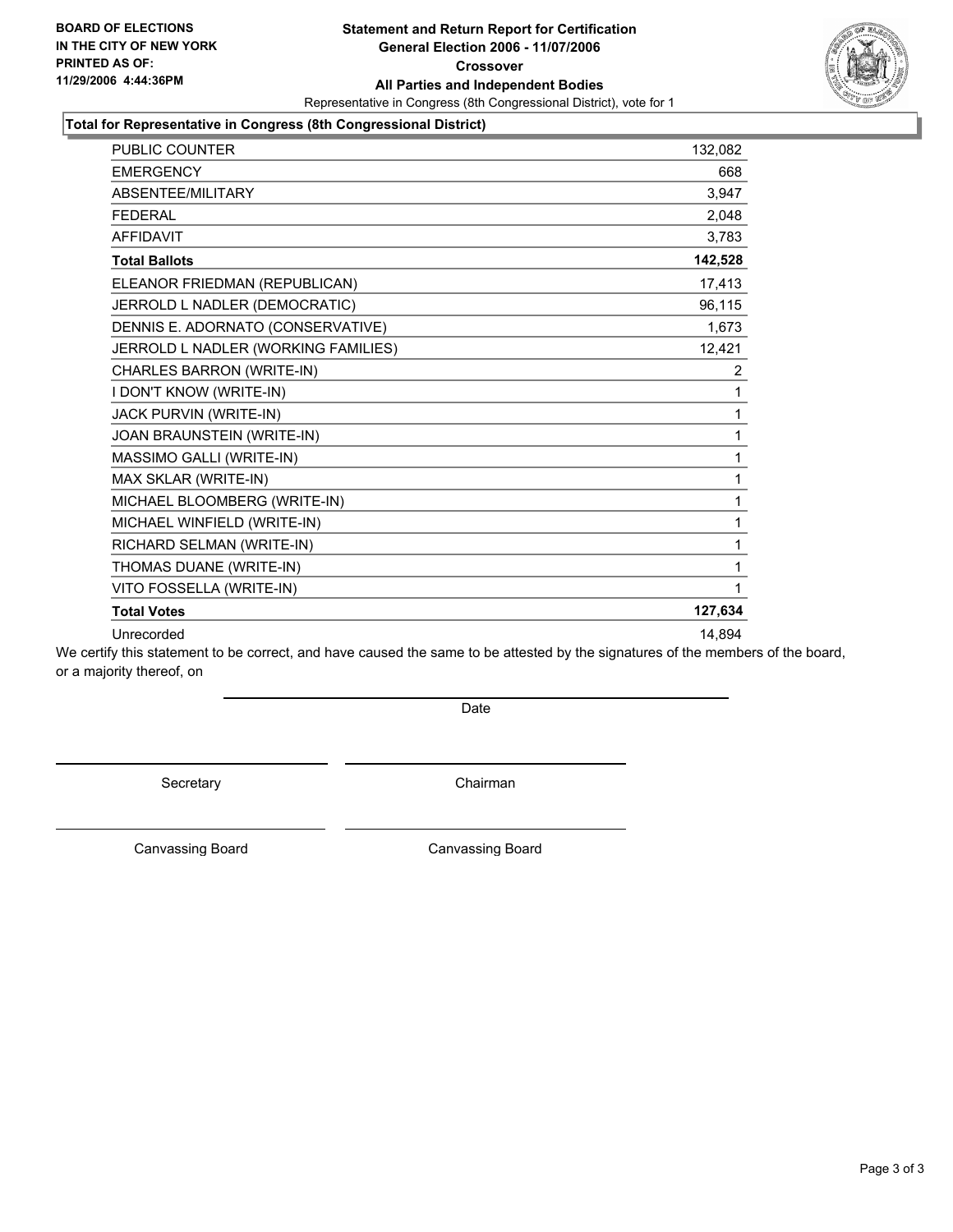**BOARD OF ELECTIONS IN THE CITY OF NEW YORK PRINTED AS OF: 11/29/2006 4:44:36PM**

# Statement and Return Report for Certification General Election 2006 - 11/07/2006 Crossover All Parties and Independent Bodies

Representative in Congress (8th Congressional District), vote for 1

## Total for Representative in Congress (8th Congressional District)

| | |
|---|---|
| PUBLIC COUNTER | 132,082 |
| EMERGENCY | 668 |
| ABSENTEE/MILITARY | 3,947 |
| FEDERAL | 2,048 |
| AFFIDAVIT | 3,783 |
| **Total Ballots** | **142,528** |
| ELEANOR FRIEDMAN (REPUBLICAN) | 17,413 |
| JERROLD L NADLER (DEMOCRATIC) | 96,115 |
| DENNIS E. ADORNATO (CONSERVATIVE) | 1,673 |
| JERROLD L NADLER (WORKING FAMILIES) | 12,421 |
| CHARLES BARRON (WRITE-IN) | 2 |
| I DON'T KNOW (WRITE-IN) | 1 |
| JACK PURVIN (WRITE-IN) | 1 |
| JOAN BRAUNSTEIN (WRITE-IN) | 1 |
| MASSIMO GALLI (WRITE-IN) | 1 |
| MAX SKLAR (WRITE-IN) | 1 |
| MICHAEL BLOOMBERG (WRITE-IN) | 1 |
| MICHAEL WINFIELD (WRITE-IN) | 1 |
| RICHARD SELMAN (WRITE-IN) | 1 |
| THOMAS DUANE (WRITE-IN) | 1 |
| VITO FOSSELLA (WRITE-IN) | 1 |
| **Total Votes** | **127,634** |
| Unrecorded | 14,894 |

We certify this statement to be correct, and have caused the same to be attested by the signatures of the members of the board, or a majority thereof, on

Date

Secretary

Chairman

Canvassing Board

Canvassing Board